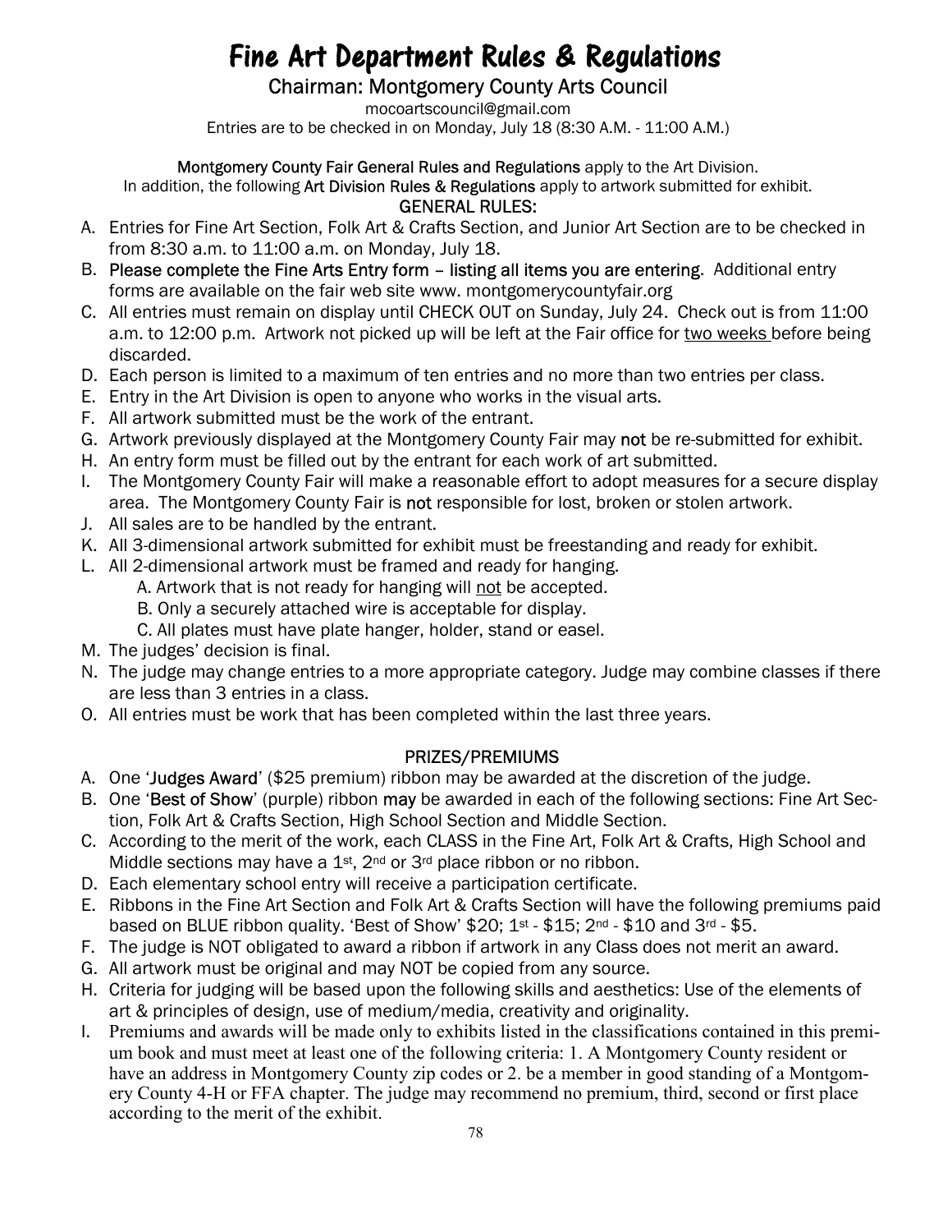# Fine Art Department Rules & Regulations

## Chairman: Montgomery County Arts Council

mocoartscouncil@gmail.com

Entries are to be checked in on Monday, July 18 (8:30 A.M. - 11:00 A.M.)

**Montgomery County Fair General Rules and Regulations** apply to the Art Division.
In addition, the following **Art Division Rules & Regulations** apply to artwork submitted for exhibit.

### GENERAL RULES:

A. Entries for Fine Art Section, Folk Art & Crafts Section, and Junior Art Section are to be checked in from 8:30 a.m. to 11:00 a.m. on Monday, July 18.

B. **Please complete the Fine Arts Entry form – listing all items you are entering.** Additional entry forms are available on the fair web site www. montgomerycountyfair.org

C. All entries must remain on display until CHECK OUT on Sunday, July 24. Check out is from 11:00 a.m. to 12:00 p.m. Artwork not picked up will be left at the Fair office for two weeks before being discarded.

D. Each person is limited to a maximum of ten entries and no more than two entries per class.

E. Entry in the Art Division is open to anyone who works in the visual arts.

F. All artwork submitted must be the work of the entrant.

G. Artwork previously displayed at the Montgomery County Fair may **not** be re-submitted for exhibit.

H. An entry form must be filled out by the entrant for each work of art submitted.

I. The Montgomery County Fair will make a reasonable effort to adopt measures for a secure display area. The Montgomery County Fair is **not** responsible for lost, broken or stolen artwork.

J. All sales are to be handled by the entrant.

K. All 3-dimensional artwork submitted for exhibit must be freestanding and ready for exhibit.

L. All 2-dimensional artwork must be framed and ready for hanging.
   - A. Artwork that is not ready for hanging will not be accepted.
   - B. Only a securely attached wire is acceptable for display.
   - C. All plates must have plate hanger, holder, stand or easel.

M. The judges' decision is final.

N. The judge may change entries to a more appropriate category. Judge may combine classes if there are less than 3 entries in a class.

O. All entries must be work that has been completed within the last three years.

### PRIZES/PREMIUMS

A. One '**Judges Award**' ($25 premium) ribbon may be awarded at the discretion of the judge.

B. One '**Best of Show**' (purple) ribbon **may** be awarded in each of the following sections: Fine Art Section, Folk Art & Crafts Section, High School Section and Middle Section.

C. According to the merit of the work, each CLASS in the Fine Art, Folk Art & Crafts, High School and Middle sections may have a 1st, 2nd or 3rd place ribbon or no ribbon.

D. Each elementary school entry will receive a participation certificate.

E. Ribbons in the Fine Art Section and Folk Art & Crafts Section will have the following premiums paid based on BLUE ribbon quality. 'Best of Show' $20; 1st - $15; 2nd - $10 and 3rd - $5.

F. The judge is NOT obligated to award a ribbon if artwork in any Class does not merit an award.

G. All artwork must be original and may NOT be copied from any source.

H. Criteria for judging will be based upon the following skills and aesthetics: Use of the elements of art & principles of design, use of medium/media, creativity and originality.

I. Premiums and awards will be made only to exhibits listed in the classifications contained in this premium book and must meet at least one of the following criteria: 1. A Montgomery County resident or have an address in Montgomery County zip codes or 2. be a member in good standing of a Montgomery County 4-H or FFA chapter. The judge may recommend no premium, third, second or first place according to the merit of the exhibit.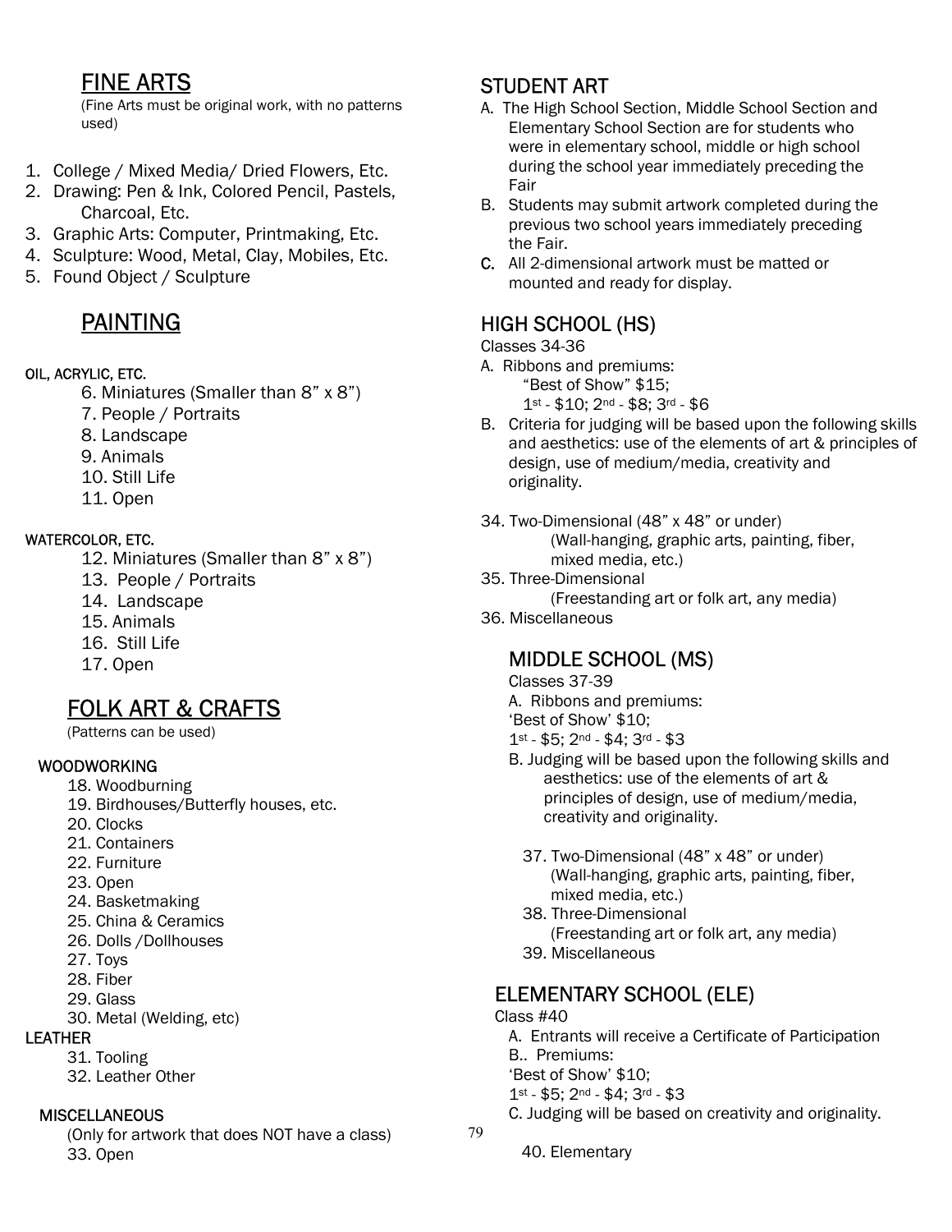## FINE ARTS

(Fine Arts must be original work, with no patterns used)

1. College / Mixed Media/ Dried Flowers, Etc.
2. Drawing: Pen & Ink, Colored Pencil, Pastels, Charcoal, Etc.
3. Graphic Arts: Computer, Printmaking, Etc.
4. Sculpture: Wood, Metal, Clay, Mobiles, Etc.
5. Found Object / Sculpture

## PAINTING

### OIL, ACRYLIC, ETC.

6. Miniatures (Smaller than 8" x 8")
7. People / Portraits
8. Landscape
9. Animals
10. Still Life
11. Open

### WATERCOLOR, ETC.

12. Miniatures (Smaller than 8" x 8")
13. People / Portraits
14. Landscape
15. Animals
16. Still Life
17. Open

## FOLK ART & CRAFTS

(Patterns can be used)

### WOODWORKING

18. Woodburning
19. Birdhouses/Butterfly houses, etc.
20. Clocks
21. Containers
22. Furniture
23. Open
24. Basketmaking
25. China & Ceramics
26. Dolls /Dollhouses
27. Toys
28. Fiber
29. Glass
30. Metal (Welding, etc)

### LEATHER

31. Tooling
32. Leather Other

### MISCELLANEOUS

(Only for artwork that does NOT have a class)

33. Open

## STUDENT ART

A. The High School Section, Middle School Section and Elementary School Section are for students who were in elementary school, middle or high school during the school year immediately preceding the Fair

B. Students may submit artwork completed during the previous two school years immediately preceding the Fair.

C. All 2-dimensional artwork must be matted or mounted and ready for display.

## HIGH SCHOOL (HS)

Classes 34-36

A. Ribbons and premiums:
"Best of Show" $15;
1st - $10; 2nd - $8; 3rd - $6

B. Criteria for judging will be based upon the following skills and aesthetics: use of the elements of art & principles of design, use of medium/media, creativity and originality.

34. Two-Dimensional (48" x 48" or under)
(Wall-hanging, graphic arts, painting, fiber, mixed media, etc.)
35. Three-Dimensional
(Freestanding art or folk art, any media)
36. Miscellaneous

## MIDDLE SCHOOL (MS)

Classes 37-39

A. Ribbons and premiums:
'Best of Show' $10;
1st - $5; 2nd - $4; 3rd - $3

B. Judging will be based upon the following skills and aesthetics: use of the elements of art & principles of design, use of medium/media, creativity and originality.

37. Two-Dimensional (48" x 48" or under)
(Wall-hanging, graphic arts, painting, fiber, mixed media, etc.)
38. Three-Dimensional
(Freestanding art or folk art, any media)
39. Miscellaneous

## ELEMENTARY SCHOOL (ELE)

Class #40

A. Entrants will receive a Certificate of Participation

B.. Premiums:
'Best of Show' $10;
1st - $5; 2nd - $4; 3rd - $3

C. Judging will be based on creativity and originality.

40. Elementary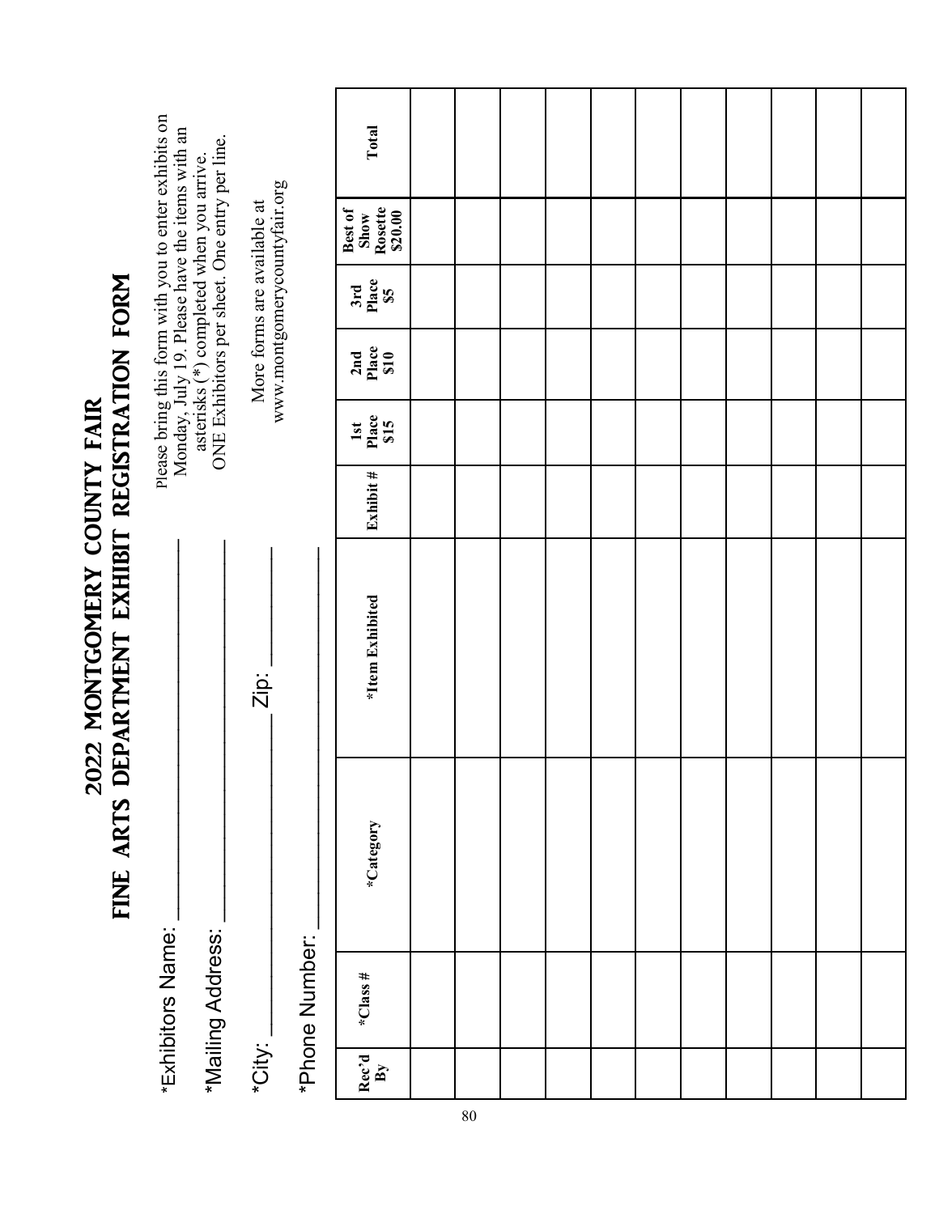# 2022 MONTGOMERY COUNTY FAIR
# FINE ARTS DEPARTMENT EXHIBIT REGISTRATION FORM

*Exhibitors Name: ____________________________

*Mailing Address: ____________________________

*City: ____________________ Zip: ____________

*Phone Number: ____________________________

Please bring this form with you to enter exhibits on Monday, July 19. Please have the items with an asterisks (*) completed when you arrive. ONE Exhibitors per sheet. One entry per line.

More forms are available at www.montgomerycountyfair.org

| Rec'd By | *Class # | *Category | *Item Exhibited | Exhibit # | 1st Place $15 | 2nd Place $10 | 3rd Place $5 | Best of Show Rosette $20.00 | Total |
|---|---|---|---|---|---|---|---|---|---|
| | | | | | | | | | |
| | | | | | | | | | |
| | | | | | | | | | |
| | | | | | | | | | |
| | | | | | | | | | |
| | | | | | | | | | |
| | | | | | | | | | |
| | | | | | | | | | |
| | | | | | | | | | |
| | | | | | | | | | |
| | | | | | | | | | |